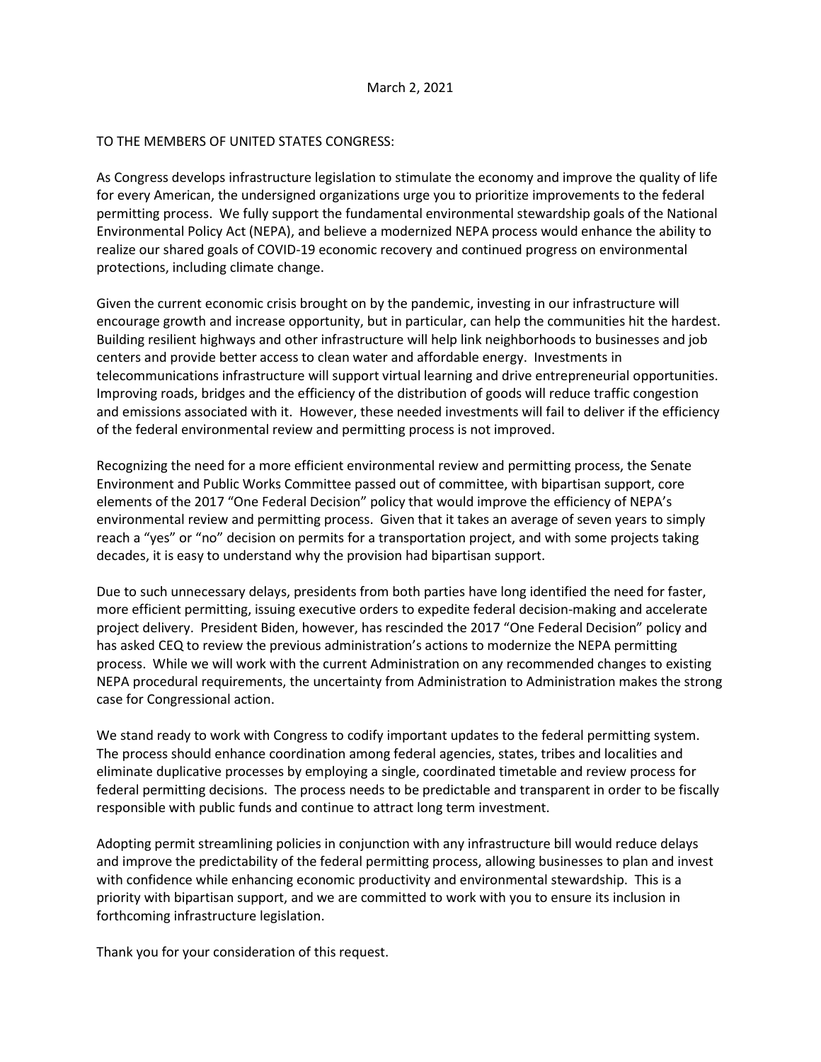March 2, 2021

TO THE MEMBERS OF UNITED STATES CONGRESS:

As Congress develops infrastructure legislation to stimulate the economy and improve the quality of life for every American, the undersigned organizations urge you to prioritize improvements to the federal permitting process. We fully support the fundamental environmental stewardship goals of the National Environmental Policy Act (NEPA), and believe a modernized NEPA process would enhance the ability to realize our shared goals of COVID-19 economic recovery and continued progress on environmental protections, including climate change.

Given the current economic crisis brought on by the pandemic, investing in our infrastructure will encourage growth and increase opportunity, but in particular, can help the communities hit the hardest. Building resilient highways and other infrastructure will help link neighborhoods to businesses and job centers and provide better access to clean water and affordable energy. Investments in telecommunications infrastructure will support virtual learning and drive entrepreneurial opportunities. Improving roads, bridges and the efficiency of the distribution of goods will reduce traffic congestion and emissions associated with it. However, these needed investments will fail to deliver if the efficiency of the federal environmental review and permitting process is not improved.

Recognizing the need for a more efficient environmental review and permitting process, the Senate Environment and Public Works Committee passed out of committee, with bipartisan support, core elements of the 2017 "One Federal Decision" policy that would improve the efficiency of NEPA's environmental review and permitting process. Given that it takes an average of seven years to simply reach a "yes" or "no" decision on permits for a transportation project, and with some projects taking decades, it is easy to understand why the provision had bipartisan support.

Due to such unnecessary delays, presidents from both parties have long identified the need for faster, more efficient permitting, issuing executive orders to expedite federal decision-making and accelerate project delivery. President Biden, however, has rescinded the 2017 "One Federal Decision" policy and has asked CEQ to review the previous administration's actions to modernize the NEPA permitting process. While we will work with the current Administration on any recommended changes to existing NEPA procedural requirements, the uncertainty from Administration to Administration makes the strong case for Congressional action.

We stand ready to work with Congress to codify important updates to the federal permitting system. The process should enhance coordination among federal agencies, states, tribes and localities and eliminate duplicative processes by employing a single, coordinated timetable and review process for federal permitting decisions. The process needs to be predictable and transparent in order to be fiscally responsible with public funds and continue to attract long term investment.

Adopting permit streamlining policies in conjunction with any infrastructure bill would reduce delays and improve the predictability of the federal permitting process, allowing businesses to plan and invest with confidence while enhancing economic productivity and environmental stewardship. This is a priority with bipartisan support, and we are committed to work with you to ensure its inclusion in forthcoming infrastructure legislation.

Thank you for your consideration of this request.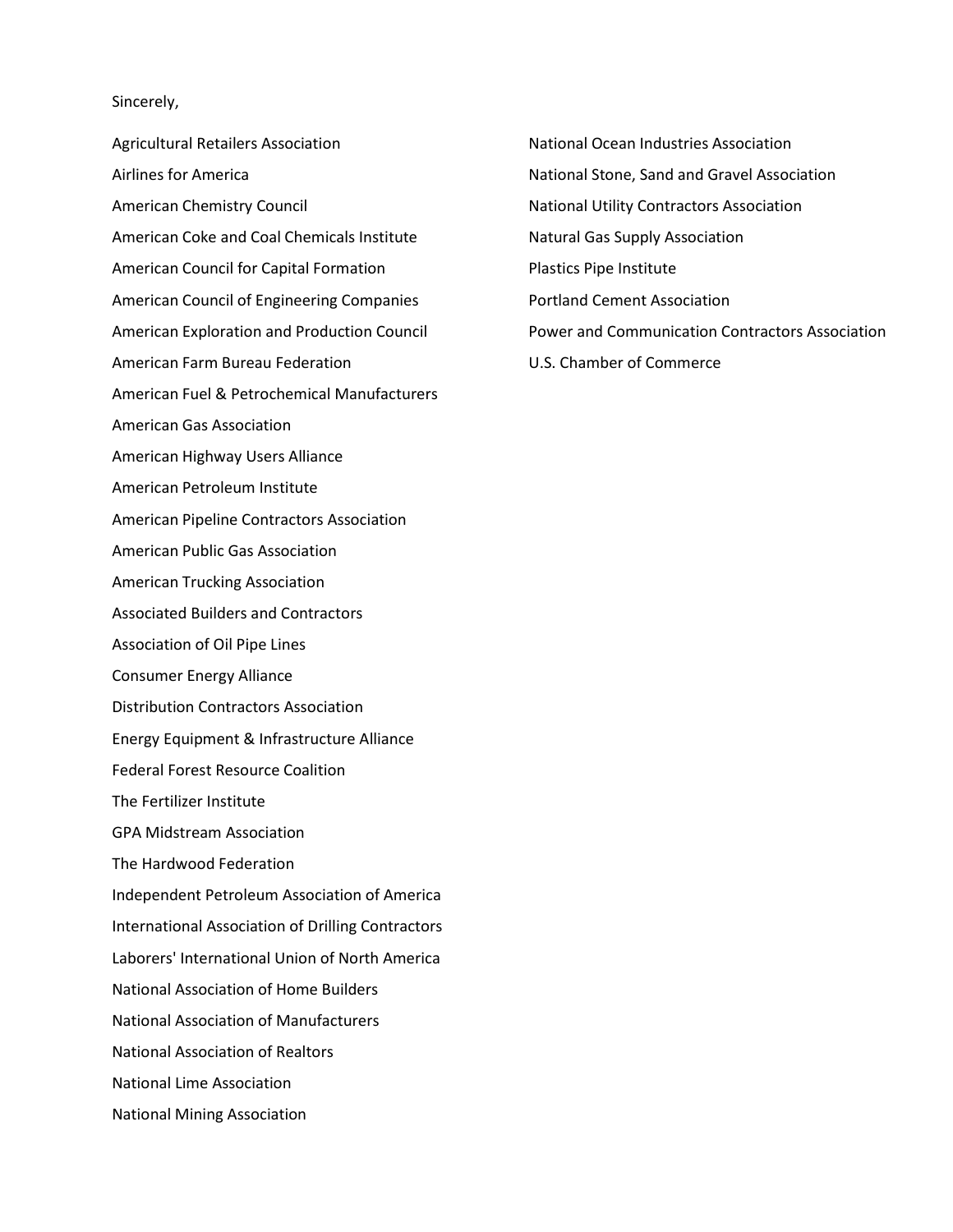Sincerely,

Agricultural Retailers Association

Airlines for America

American Chemistry Council

American Coke and Coal Chemicals Institute

American Council for Capital Formation

American Council of Engineering Companies

American Exploration and Production Council

American Farm Bureau Federation

American Fuel & Petrochemical Manufacturers

American Gas Association

American Highway Users Alliance

American Petroleum Institute

American Pipeline Contractors Association

American Public Gas Association

American Trucking Association

Associated Builders and Contractors

Association of Oil Pipe Lines

Consumer Energy Alliance

Distribution Contractors Association

Energy Equipment & Infrastructure Alliance

Federal Forest Resource Coalition

The Fertilizer Institute

GPA Midstream Association

The Hardwood Federation

Independent Petroleum Association of America

International Association of Drilling Contractors

Laborers' International Union of North America

National Association of Home Builders

National Association of Manufacturers

National Association of Realtors

National Lime Association

National Mining Association

National Ocean Industries Association

National Stone, Sand and Gravel Association

National Utility Contractors Association

Natural Gas Supply Association

Plastics Pipe Institute

Portland Cement Association

Power and Communication Contractors Association

U.S. Chamber of Commerce